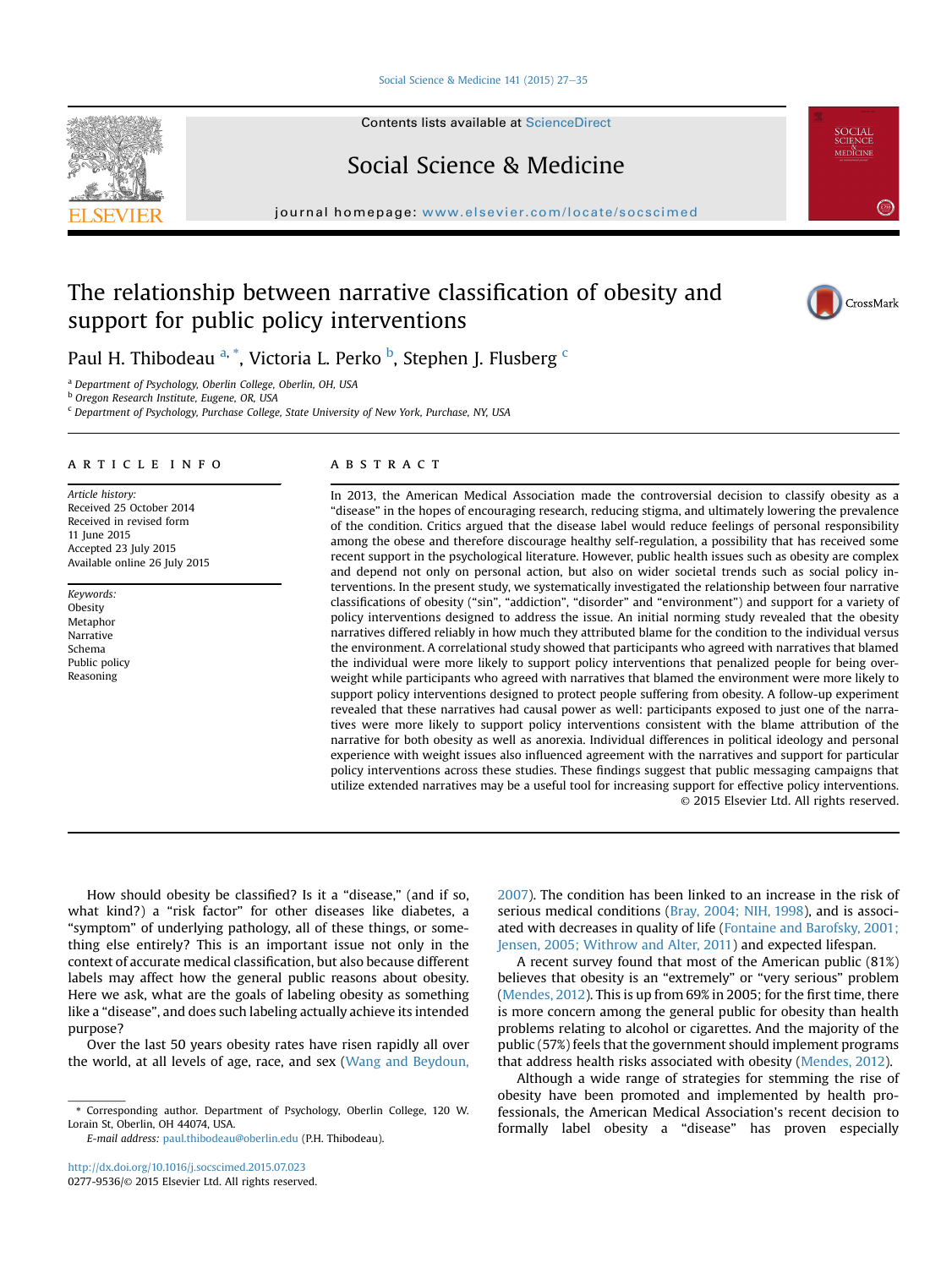# The relationship between narrative classification of obesity and support for public policy interventions

Paul H. Thibodeau [a,*], Victoria L. Perko [b], Stephen J. Flusberg [c]

[a] Department of Psychology, Oberlin College, Oberlin, OH, USA
[b] Oregon Research Institute, Eugene, OR, USA
[c] Department of Psychology, Purchase College, State University of New York, Purchase, NY, USA

## ARTICLE INFO

*Article history:*
Received 25 October 2014
Received in revised form
11 June 2015
Accepted 23 July 2015
Available online 26 July 2015

*Keywords:*
Obesity
Metaphor
Narrative
Schema
Public policy
Reasoning

## ABSTRACT

In 2013, the American Medical Association made the controversial decision to classify obesity as a "disease" in the hopes of encouraging research, reducing stigma, and ultimately lowering the prevalence of the condition. Critics argued that the disease label would reduce feelings of personal responsibility among the obese and therefore discourage healthy self-regulation, a possibility that has received some recent support in the psychological literature. However, public health issues such as obesity are complex and depend not only on personal action, but also on wider societal trends such as social policy interventions. In the present study, we systematically investigated the relationship between four narrative classifications of obesity ("sin", "addiction", "disorder" and "environment") and support for a variety of policy interventions designed to address the issue. An initial norming study revealed that the obesity narratives differed reliably in how much they attributed blame for the condition to the individual versus the environment. A correlational study showed that participants who agreed with narratives that blamed the individual were more likely to support policy interventions that penalized people for being overweight while participants who agreed with narratives that blamed the environment were more likely to support policy interventions designed to protect people suffering from obesity. A follow-up experiment revealed that these narratives had causal power as well: participants exposed to just one of the narratives were more likely to support policy interventions consistent with the blame attribution of the narrative for both obesity as well as anorexia. Individual differences in political ideology and personal experience with weight issues also influenced agreement with the narratives and support for particular policy interventions across these studies. These findings suggest that public messaging campaigns that utilize extended narratives may be a useful tool for increasing support for effective policy interventions.

© 2015 Elsevier Ltd. All rights reserved.

How should obesity be classified? Is it a "disease," (and if so, what kind?) a "risk factor" for other diseases like diabetes, a "symptom" of underlying pathology, all of these things, or something else entirely? This is an important issue not only in the context of accurate medical classification, but also because different labels may affect how the general public reasons about obesity. Here we ask, what are the goals of labeling obesity as something like a "disease", and does such labeling actually achieve its intended purpose?

Over the last 50 years obesity rates have risen rapidly all over the world, at all levels of age, race, and sex (Wang and Beydoun, 2007). The condition has been linked to an increase in the risk of serious medical conditions (Bray, 2004; NIH, 1998), and is associated with decreases in quality of life (Fontaine and Barofsky, 2001; Jensen, 2005; Withrow and Alter, 2011) and expected lifespan.

A recent survey found that most of the American public (81%) believes that obesity is an "extremely" or "very serious" problem (Mendes, 2012). This is up from 69% in 2005; for the first time, there is more concern among the general public for obesity than health problems relating to alcohol or cigarettes. And the majority of the public (57%) feels that the government should implement programs that address health risks associated with obesity (Mendes, 2012).

Although a wide range of strategies for stemming the rise of obesity have been promoted and implemented by health professionals, the American Medical Association's recent decision to formally label obesity a "disease" has proven especially

\* Corresponding author. Department of Psychology, Oberlin College, 120 W. Lorain St, Oberlin, OH 44074, USA.
*E-mail address:* paul.thibodeau@oberlin.edu (P.H. Thibodeau).

http://dx.doi.org/10.1016/j.socscimed.2015.07.023
0277-9536/© 2015 Elsevier Ltd. All rights reserved.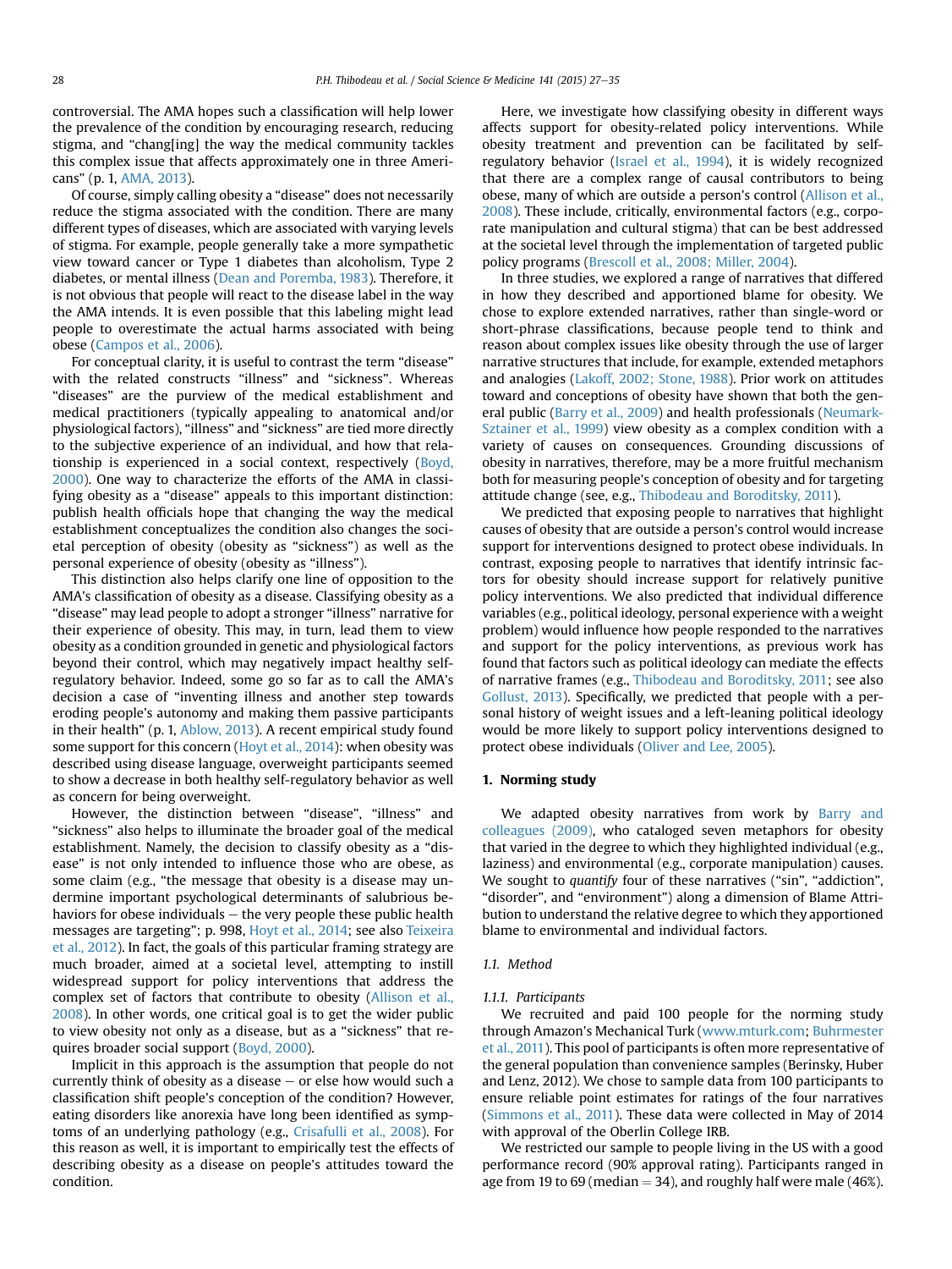controversial. The AMA hopes such a classification will help lower the prevalence of the condition by encouraging research, reducing stigma, and "chang[ing] the way the medical community tackles this complex issue that affects approximately one in three Americans" (p. 1, AMA, 2013).

Of course, simply calling obesity a "disease" does not necessarily reduce the stigma associated with the condition. There are many different types of diseases, which are associated with varying levels of stigma. For example, people generally take a more sympathetic view toward cancer or Type 1 diabetes than alcoholism, Type 2 diabetes, or mental illness (Dean and Poremba, 1983). Therefore, it is not obvious that people will react to the disease label in the way the AMA intends. It is even possible that this labeling might lead people to overestimate the actual harms associated with being obese (Campos et al., 2006).

For conceptual clarity, it is useful to contrast the term "disease" with the related constructs "illness" and "sickness". Whereas "diseases" are the purview of the medical establishment and medical practitioners (typically appealing to anatomical and/or physiological factors), "illness" and "sickness" are tied more directly to the subjective experience of an individual, and how that relationship is experienced in a social context, respectively (Boyd, 2000). One way to characterize the efforts of the AMA in classifying obesity as a "disease" appeals to this important distinction: publish health officials hope that changing the way the medical establishment conceptualizes the condition also changes the societal perception of obesity (obesity as "sickness") as well as the personal experience of obesity (obesity as "illness").

This distinction also helps clarify one line of opposition to the AMA's classification of obesity as a disease. Classifying obesity as a "disease" may lead people to adopt a stronger "illness" narrative for their experience of obesity. This may, in turn, lead them to view obesity as a condition grounded in genetic and physiological factors beyond their control, which may negatively impact healthy self-regulatory behavior. Indeed, some go so far as to call the AMA's decision a case of "inventing illness and another step towards eroding people's autonomy and making them passive participants in their health" (p. 1, Ablow, 2013). A recent empirical study found some support for this concern (Hoyt et al., 2014): when obesity was described using disease language, overweight participants seemed to show a decrease in both healthy self-regulatory behavior as well as concern for being overweight.

However, the distinction between "disease", "illness" and "sickness" also helps to illuminate the broader goal of the medical establishment. Namely, the decision to classify obesity as a "disease" is not only intended to influence those who are obese, as some claim (e.g., "the message that obesity is a disease may undermine important psychological determinants of salubrious behaviors for obese individuals — the very people these public health messages are targeting"; p. 998, Hoyt et al., 2014; see also Teixeira et al., 2012). In fact, the goals of this particular framing strategy are much broader, aimed at a societal level, attempting to instill widespread support for policy interventions that address the complex set of factors that contribute to obesity (Allison et al., 2008). In other words, one critical goal is to get the wider public to view obesity not only as a disease, but as a "sickness" that requires broader social support (Boyd, 2000).

Implicit in this approach is the assumption that people do not currently think of obesity as a disease — or else how would such a classification shift people's conception of the condition? However, eating disorders like anorexia have long been identified as symptoms of an underlying pathology (e.g., Crisafulli et al., 2008). For this reason as well, it is important to empirically test the effects of describing obesity as a disease on people's attitudes toward the condition.

Here, we investigate how classifying obesity in different ways affects support for obesity-related policy interventions. While obesity treatment and prevention can be facilitated by self-regulatory behavior (Israel et al., 1994), it is widely recognized that there are a complex range of causal contributors to being obese, many of which are outside a person's control (Allison et al., 2008). These include, critically, environmental factors (e.g., corporate manipulation and cultural stigma) that can be best addressed at the societal level through the implementation of targeted public policy programs (Brescoll et al., 2008; Miller, 2004).

In three studies, we explored a range of narratives that differed in how they described and apportioned blame for obesity. We chose to explore extended narratives, rather than single-word or short-phrase classifications, because people tend to think and reason about complex issues like obesity through the use of larger narrative structures that include, for example, extended metaphors and analogies (Lakoff, 2002; Stone, 1988). Prior work on attitudes toward and conceptions of obesity have shown that both the general public (Barry et al., 2009) and health professionals (Neumark-Sztainer et al., 1999) view obesity as a complex condition with a variety of causes on consequences. Grounding discussions of obesity in narratives, therefore, may be a more fruitful mechanism both for measuring people's conception of obesity and for targeting attitude change (see, e.g., Thibodeau and Boroditsky, 2011).

We predicted that exposing people to narratives that highlight causes of obesity that are outside a person's control would increase support for interventions designed to protect obese individuals. In contrast, exposing people to narratives that identify intrinsic factors for obesity should increase support for relatively punitive policy interventions. We also predicted that individual difference variables (e.g., political ideology, personal experience with a weight problem) would influence how people responded to the narratives and support for the policy interventions, as previous work has found that factors such as political ideology can mediate the effects of narrative frames (e.g., Thibodeau and Boroditsky, 2011; see also Gollust, 2013). Specifically, we predicted that people with a personal history of weight issues and a left-leaning political ideology would be more likely to support policy interventions designed to protect obese individuals (Oliver and Lee, 2005).

## 1. Norming study

We adapted obesity narratives from work by Barry and colleagues (2009), who cataloged seven metaphors for obesity that varied in the degree to which they highlighted individual (e.g., laziness) and environmental (e.g., corporate manipulation) causes. We sought to *quantify* four of these narratives ("sin", "addiction", "disorder", and "environment") along a dimension of Blame Attribution to understand the relative degree to which they apportioned blame to environmental and individual factors.

### 1.1. Method

#### 1.1.1. Participants

We recruited and paid 100 people for the norming study through Amazon's Mechanical Turk (www.mturk.com; Buhrmester et al., 2011). This pool of participants is often more representative of the general population than convenience samples (Berinsky, Huber and Lenz, 2012). We chose to sample data from 100 participants to ensure reliable point estimates for ratings of the four narratives (Simmons et al., 2011). These data were collected in May of 2014 with approval of the Oberlin College IRB.

We restricted our sample to people living in the US with a good performance record (90% approval rating). Participants ranged in age from 19 to 69 (median = 34), and roughly half were male (46%).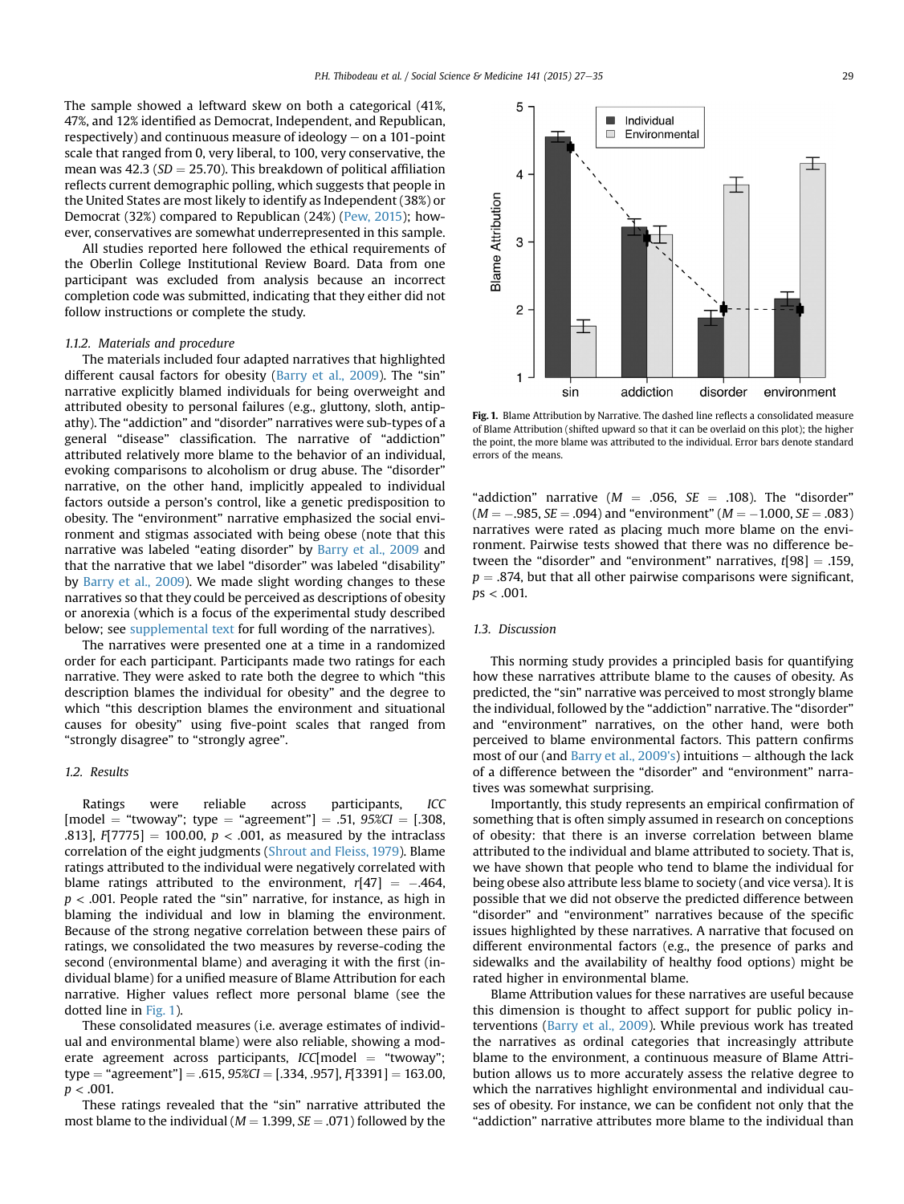The sample showed a leftward skew on both a categorical (41%, 47%, and 12% identified as Democrat, Independent, and Republican, respectively) and continuous measure of ideology – on a 101-point scale that ranged from 0, very liberal, to 100, very conservative, the mean was 42.3 ($SD = 25.70$). This breakdown of political affiliation reflects current demographic polling, which suggests that people in the United States are most likely to identify as Independent (38%) or Democrat (32%) compared to Republican (24%) (Pew, 2015); however, conservatives are somewhat underrepresented in this sample.

All studies reported here followed the ethical requirements of the Oberlin College Institutional Review Board. Data from one participant was excluded from analysis because an incorrect completion code was submitted, indicating that they either did not follow instructions or complete the study.

#### 1.1.2. Materials and procedure

The materials included four adapted narratives that highlighted different causal factors for obesity (Barry et al., 2009). The "sin" narrative explicitly blamed individuals for being overweight and attributed obesity to personal failures (e.g., gluttony, sloth, antipathy). The "addiction" and "disorder" narratives were sub-types of a general "disease" classification. The narrative of "addiction" attributed relatively more blame to the behavior of an individual, evoking comparisons to alcoholism or drug abuse. The "disorder" narrative, on the other hand, implicitly appealed to individual factors outside a person's control, like a genetic predisposition to obesity. The "environment" narrative emphasized the social environment and stigmas associated with being obese (note that this narrative was labeled "eating disorder" by Barry et al., 2009 and that the narrative that we label "disorder" was labeled "disability" by Barry et al., 2009). We made slight wording changes to these narratives so that they could be perceived as descriptions of obesity or anorexia (which is a focus of the experimental study described below; see supplemental text for full wording of the narratives).

The narratives were presented one at a time in a randomized order for each participant. Participants made two ratings for each narrative. They were asked to rate both the degree to which "this description blames the individual for obesity" and the degree to which "this description blames the environment and situational causes for obesity" using five-point scales that ranged from "strongly disagree" to "strongly agree".

### 1.2. Results

Ratings were reliable across participants, *ICC* [model = "twoway"; type = "agreement"] = .51, *95%CI* = [.308, .813], $F[7775] = 100.00$, $p < .001$, as measured by the intraclass correlation of the eight judgments (Shrout and Fleiss, 1979). Blame ratings attributed to the individual were negatively correlated with blame ratings attributed to the environment, $r[47] = -.464$, $p < .001$. People rated the "sin" narrative, for instance, as high in blaming the individual and low in blaming the environment. Because of the strong negative correlation between these pairs of ratings, we consolidated the two measures by reverse-coding the second (environmental blame) and averaging it with the first (individual blame) for a unified measure of Blame Attribution for each narrative. Higher values reflect more personal blame (see the dotted line in Fig. 1).

These consolidated measures (i.e. average estimates of individual and environmental blame) were also reliable, showing a moderate agreement across participants, *ICC*[model = "twoway"; type = "agreement"] = .615, *95%CI* = [.334, .957], $F[3391] = 163.00$, $p < .001$.

These ratings revealed that the "sin" narrative attributed the most blame to the individual ($M = 1.399$, $SE = .071$) followed by the

**Fig. 1.** Blame Attribution by Narrative. The dashed line reflects a consolidated measure of Blame Attribution (shifted upward so that it can be overlaid on this plot); the higher the point, the more blame was attributed to the individual. Error bars denote standard errors of the means.

"addiction" narrative ($M = .056$, $SE = .108$). The "disorder" ($M = -.985$, $SE = .094$) and "environment" ($M = -1.000$, $SE = .083$) narratives were rated as placing much more blame on the environment. Pairwise tests showed that there was no difference between the "disorder" and "environment" narratives, $t[98] = .159$, $p = .874$, but that all other pairwise comparisons were significant, $ps < .001$.

### 1.3. Discussion

This norming study provides a principled basis for quantifying how these narratives attribute blame to the causes of obesity. As predicted, the "sin" narrative was perceived to most strongly blame the individual, followed by the "addiction" narrative. The "disorder" and "environment" narratives, on the other hand, were both perceived to blame environmental factors. This pattern confirms most of our (and Barry et al., 2009's) intuitions – although the lack of a difference between the "disorder" and "environment" narratives was somewhat surprising.

Importantly, this study represents an empirical confirmation of something that is often simply assumed in research on conceptions of obesity: that there is an inverse correlation between blame attributed to the individual and blame attributed to society. That is, we have shown that people who tend to blame the individual for being obese also attribute less blame to society (and vice versa). It is possible that we did not observe the predicted difference between "disorder" and "environment" narratives because of the specific issues highlighted by these narratives. A narrative that focused on different environmental factors (e.g., the presence of parks and sidewalks and the availability of healthy food options) might be rated higher in environmental blame.

Blame Attribution values for these narratives are useful because this dimension is thought to affect support for public policy interventions (Barry et al., 2009). While previous work has treated the narratives as ordinal categories that increasingly attribute blame to the environment, a continuous measure of Blame Attribution allows us to more accurately assess the relative degree to which the narratives highlight environmental and individual causes of obesity. For instance, we can be confident not only that the "addiction" narrative attributes more blame to the individual than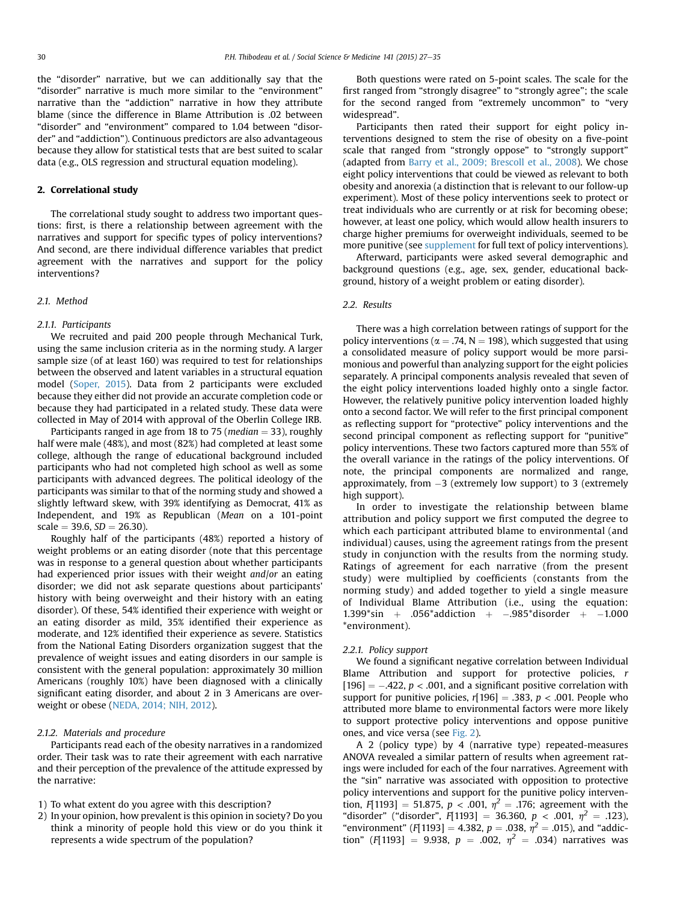the "disorder" narrative, but we can additionally say that the "disorder" narrative is much more similar to the "environment" narrative than the "addiction" narrative in how they attribute blame (since the difference in Blame Attribution is .02 between "disorder" and "environment" compared to 1.04 between "disorder" and "addiction"). Continuous predictors are also advantageous because they allow for statistical tests that are best suited to scalar data (e.g., OLS regression and structural equation modeling).

## 2. Correlational study

The correlational study sought to address two important questions: first, is there a relationship between agreement with the narratives and support for specific types of policy interventions? And second, are there individual difference variables that predict agreement with the narratives and support for the policy interventions?

### 2.1. Method

#### 2.1.1. Participants

We recruited and paid 200 people through Mechanical Turk, using the same inclusion criteria as in the norming study. A larger sample size (of at least 160) was required to test for relationships between the observed and latent variables in a structural equation model (Soper, 2015). Data from 2 participants were excluded because they either did not provide an accurate completion code or because they had participated in a related study. These data were collected in May of 2014 with approval of the Oberlin College IRB.

Participants ranged in age from 18 to 75 (*median* = 33), roughly half were male (48%), and most (82%) had completed at least some college, although the range of educational background included participants who had not completed high school as well as some participants with advanced degrees. The political ideology of the participants was similar to that of the norming study and showed a slightly leftward skew, with 39% identifying as Democrat, 41% as Independent, and 19% as Republican (*Mean* on a 101-point scale = 39.6, *SD* = 26.30).

Roughly half of the participants (48%) reported a history of weight problems or an eating disorder (note that this percentage was in response to a general question about whether participants had experienced prior issues with their weight *and/or* an eating disorder; we did not ask separate questions about participants' history with being overweight and their history with an eating disorder). Of these, 54% identified their experience with weight or an eating disorder as mild, 35% identified their experience as moderate, and 12% identified their experience as severe. Statistics from the National Eating Disorders organization suggest that the prevalence of weight issues and eating disorders in our sample is consistent with the general population: approximately 30 million Americans (roughly 10%) have been diagnosed with a clinically significant eating disorder, and about 2 in 3 Americans are overweight or obese (NEDA, 2014; NIH, 2012).

#### 2.1.2. Materials and procedure

Participants read each of the obesity narratives in a randomized order. Their task was to rate their agreement with each narrative and their perception of the prevalence of the attitude expressed by the narrative:

1) To what extent do you agree with this description?
2) In your opinion, how prevalent is this opinion in society? Do you think a minority of people hold this view or do you think it represents a wide spectrum of the population?

Both questions were rated on 5-point scales. The scale for the first ranged from "strongly disagree" to "strongly agree"; the scale for the second ranged from "extremely uncommon" to "very widespread".

Participants then rated their support for eight policy interventions designed to stem the rise of obesity on a five-point scale that ranged from "strongly oppose" to "strongly support" (adapted from Barry et al., 2009; Brescoll et al., 2008). We chose eight policy interventions that could be viewed as relevant to both obesity and anorexia (a distinction that is relevant to our follow-up experiment). Most of these policy interventions seek to protect or treat individuals who are currently or at risk for becoming obese; however, at least one policy, which would allow health insurers to charge higher premiums for overweight individuals, seemed to be more punitive (see supplement for full text of policy interventions).

Afterward, participants were asked several demographic and background questions (e.g., age, sex, gender, educational background, history of a weight problem or eating disorder).

### 2.2. Results

There was a high correlation between ratings of support for the policy interventions ($\alpha = .74$, N = 198), which suggested that using a consolidated measure of policy support would be more parsimonious and powerful than analyzing support for the eight policies separately. A principal components analysis revealed that seven of the eight policy interventions loaded highly onto a single factor. However, the relatively punitive policy intervention loaded highly onto a second factor. We will refer to the first principal component as reflecting support for "protective" policy interventions and the second principal component as reflecting support for "punitive" policy interventions. These two factors captured more than 55% of the overall variance in the ratings of the policy interventions. Of note, the principal components are normalized and range, approximately, from −3 (extremely low support) to 3 (extremely high support).

In order to investigate the relationship between blame attribution and policy support we first computed the degree to which each participant attributed blame to environmental (and individual) causes, using the agreement ratings from the present study in conjunction with the results from the norming study. Ratings of agreement for each narrative (from the present study) were multiplied by coefficients (constants from the norming study) and added together to yield a single measure of Individual Blame Attribution (i.e., using the equation: $1.399^*\text{sin} + .056^*\text{addiction} + -.985^*\text{disorder} + -1.000^*\text{environment}$).

#### 2.2.1. Policy support

We found a significant negative correlation between Individual Blame Attribution and support for protective policies, $r[196] = -.422$, $p < .001$, and a significant positive correlation with support for punitive policies, $r[196] = .383$, $p < .001$. People who attributed more blame to environmental factors were more likely to support protective policy interventions and oppose punitive ones, and vice versa (see Fig. 2).

A 2 (policy type) by 4 (narrative type) repeated-measures ANOVA revealed a similar pattern of results when agreement ratings were included for each of the four narratives. Agreement with the "sin" narrative was associated with opposition to protective policy interventions and support for the punitive policy intervention, $F[1193] = 51.875$, $p < .001$, $\eta^2 = .176$; agreement with the "disorder" ("disorder", $F[1193] = 36.360$, $p < .001$, $\eta^2 = .123$), "environment" ($F[1193] = 4.382$, $p = .038$, $\eta^2 = .015$), and "addiction" ($F[1193] = 9.938$, $p = .002$, $\eta^2 = .034$) narratives was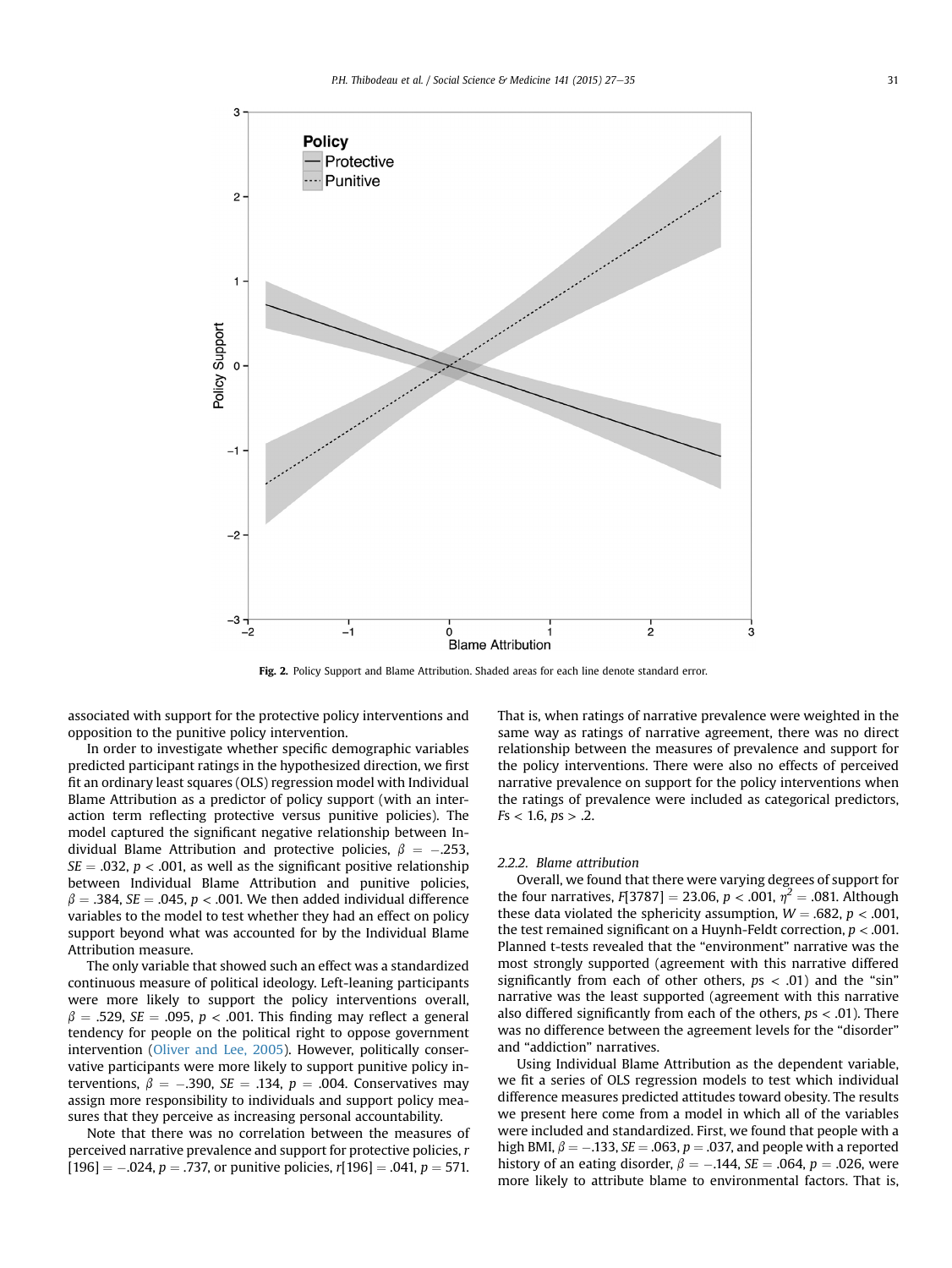Fig. 2. Policy Support and Blame Attribution. Shaded areas for each line denote standard error.

associated with support for the protective policy interventions and opposition to the punitive policy intervention.

In order to investigate whether specific demographic variables predicted participant ratings in the hypothesized direction, we first fit an ordinary least squares (OLS) regression model with Individual Blame Attribution as a predictor of policy support (with an interaction term reflecting protective versus punitive policies). The model captured the significant negative relationship between Individual Blame Attribution and protective policies, $\beta = -.253$, $SE = .032$, $p < .001$, as well as the significant positive relationship between Individual Blame Attribution and punitive policies, $\beta = .384$, $SE = .045$, $p < .001$. We then added individual difference variables to the model to test whether they had an effect on policy support beyond what was accounted for by the Individual Blame Attribution measure.

The only variable that showed such an effect was a standardized continuous measure of political ideology. Left-leaning participants were more likely to support the policy interventions overall, $\beta = .529$, $SE = .095$, $p < .001$. This finding may reflect a general tendency for people on the political right to oppose government intervention (Oliver and Lee, 2005). However, politically conservative participants were more likely to support punitive policy interventions, $\beta = -.390$, $SE = .134$, $p = .004$. Conservatives may assign more responsibility to individuals and support policy measures that they perceive as increasing personal accountability.

Note that there was no correlation between the measures of perceived narrative prevalence and support for protective policies, $r[196] = -.024$, $p = .737$, or punitive policies, $r[196] = .041$, $p = 571$. That is, when ratings of narrative prevalence were weighted in the same way as ratings of narrative agreement, there was no direct relationship between the measures of prevalence and support for the policy interventions. There were also no effects of perceived narrative prevalence on support for the policy interventions when the ratings of prevalence were included as categorical predictors, $Fs < 1.6$, $ps > .2$.

#### 2.2.2. Blame attribution

Overall, we found that there were varying degrees of support for the four narratives, $F[3787] = 23.06$, $p < .001$, $\eta^2 = .081$. Although these data violated the sphericity assumption, $W = .682$, $p < .001$, the test remained significant on a Huynh-Feldt correction, $p < .001$. Planned t-tests revealed that the "environment" narrative was the most strongly supported (agreement with this narrative differed significantly from each of other others, $ps < .01$) and the "sin" narrative was the least supported (agreement with this narrative also differed significantly from each of the others, $ps < .01$). There was no difference between the agreement levels for the "disorder" and "addiction" narratives.

Using Individual Blame Attribution as the dependent variable, we fit a series of OLS regression models to test which individual difference measures predicted attitudes toward obesity. The results we present here come from a model in which all of the variables were included and standardized. First, we found that people with a high BMI, $\beta = -.133$, $SE = .063$, $p = .037$, and people with a reported history of an eating disorder, $\beta = -.144$, $SE = .064$, $p = .026$, were more likely to attribute blame to environmental factors. That is,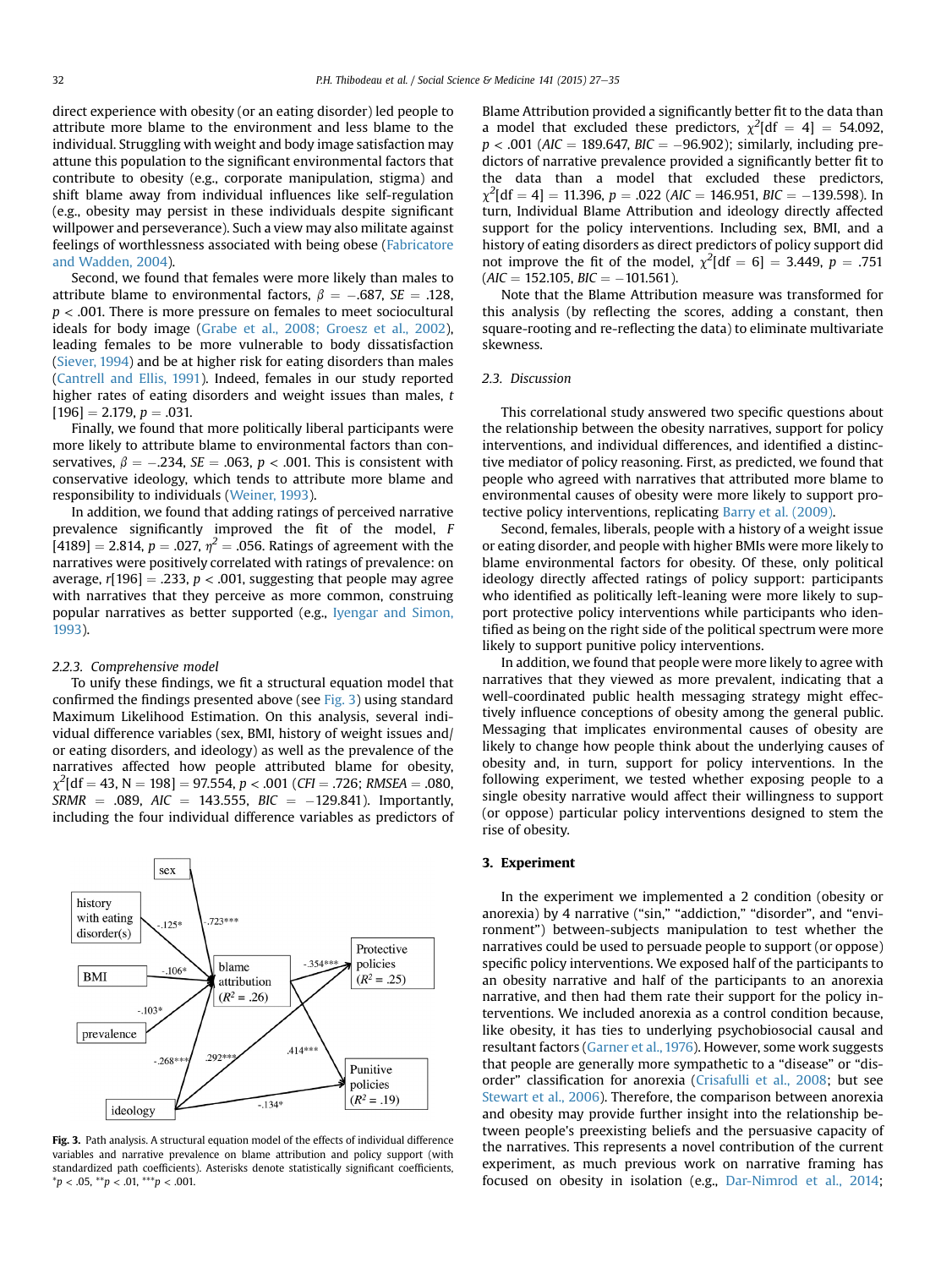direct experience with obesity (or an eating disorder) led people to attribute more blame to the environment and less blame to the individual. Struggling with weight and body image satisfaction may attune this population to the significant environmental factors that contribute to obesity (e.g., corporate manipulation, stigma) and shift blame away from individual influences like self-regulation (e.g., obesity may persist in these individuals despite significant willpower and perseverance). Such a view may also militate against feelings of worthlessness associated with being obese (Fabricatore and Wadden, 2004).

Second, we found that females were more likely than males to attribute blame to environmental factors, $\beta = -.687$, $SE = .128$, $p < .001$. There is more pressure on females to meet sociocultural ideals for body image (Grabe et al., 2008; Groesz et al., 2002), leading females to be more vulnerable to body dissatisfaction (Siever, 1994) and be at higher risk for eating disorders than males (Cantrell and Ellis, 1991). Indeed, females in our study reported higher rates of eating disorders and weight issues than males, $t[196] = 2.179$, $p = .031$.

Finally, we found that more politically liberal participants were more likely to attribute blame to environmental factors than conservatives, $\beta = -.234$, $SE = .063$, $p < .001$. This is consistent with conservative ideology, which tends to attribute more blame and responsibility to individuals (Weiner, 1993).

In addition, we found that adding ratings of perceived narrative prevalence significantly improved the fit of the model, $F[4189] = 2.814$, $p = .027$, $\eta^2 = .056$. Ratings of agreement with the narratives were positively correlated with ratings of prevalence: on average, $r[196] = .233$, $p < .001$, suggesting that people may agree with narratives that they perceive as more common, construing popular narratives as better supported (e.g., Iyengar and Simon, 1993).

#### 2.2.3. Comprehensive model

To unify these findings, we fit a structural equation model that confirmed the findings presented above (see Fig. 3) using standard Maximum Likelihood Estimation. On this analysis, several individual difference variables (sex, BMI, history of weight issues and/or eating disorders, and ideology) as well as the prevalence of the narratives affected how people attributed blame for obesity, $\chi^2[df = 43, N = 198] = 97.554$, $p < .001$ ($CFI = .726$; $RMSEA = .080$, $SRMR = .089$, $AIC = 143.555$, $BIC = -129.841$). Importantly, including the four individual difference variables as predictors of Blame Attribution provided a significantly better fit to the data than a model that excluded these predictors, $\chi^2[df = 4] = 54.092$, $p < .001$ ($AIC = 189.647$, $BIC = -96.902$); similarly, including predictors of narrative prevalence provided a significantly better fit to the data than a model that excluded these predictors, $\chi^2[df = 4] = 11.396$, $p = .022$ ($AIC = 146.951$, $BIC = -139.598$). In turn, Individual Blame Attribution and ideology directly affected support for the policy interventions. Including sex, BMI, and a history of eating disorders as direct predictors of policy support did not improve the fit of the model, $\chi^2[df = 6] = 3.449$, $p = .751$ ($AIC = 152.105$, $BIC = -101.561$).

Note that the Blame Attribution measure was transformed for this analysis (by reflecting the scores, adding a constant, then square-rooting and re-reflecting the data) to eliminate multivariate skewness.

**Fig. 3.** Path analysis. A structural equation model of the effects of individual difference variables and narrative prevalence on blame attribution and policy support (with standardized path coefficients). Asterisks denote statistically significant coefficients, \*$p < .05$, \*\*$p < .01$, \*\*\*$p < .001$.

### 2.3. Discussion

This correlational study answered two specific questions about the relationship between the obesity narratives, support for policy interventions, and individual differences, and identified a distinctive mediator of policy reasoning. First, as predicted, we found that people who agreed with narratives that attributed more blame to environmental causes of obesity were more likely to support protective policy interventions, replicating Barry et al. (2009).

Second, females, liberals, people with a history of a weight issue or eating disorder, and people with higher BMIs were more likely to blame environmental factors for obesity. Of these, only political ideology directly affected ratings of policy support: participants who identified as politically left-leaning were more likely to support protective policy interventions while participants who identified as being on the right side of the political spectrum were more likely to support punitive policy interventions.

In addition, we found that people were more likely to agree with narratives that they viewed as more prevalent, indicating that a well-coordinated public health messaging strategy might effectively influence conceptions of obesity among the general public. Messaging that implicates environmental causes of obesity are likely to change how people think about the underlying causes of obesity and, in turn, support for policy interventions. In the following experiment, we tested whether exposing people to a single obesity narrative would affect their willingness to support (or oppose) particular policy interventions designed to stem the rise of obesity.

## 3. Experiment

In the experiment we implemented a 2 condition (obesity or anorexia) by 4 narrative ("sin," "addiction," "disorder", and "environment") between-subjects manipulation to test whether the narratives could be used to persuade people to support (or oppose) specific policy interventions. We exposed half of the participants to an obesity narrative and half of the participants to an anorexia narrative, and then had them rate their support for the policy interventions. We included anorexia as a control condition because, like obesity, it has ties to underlying psychobiosocial causal and resultant factors (Garner et al., 1976). However, some work suggests that people are generally more sympathetic to a "disease" or "disorder" classification for anorexia (Crisafulli et al., 2008; but see Stewart et al., 2006). Therefore, the comparison between anorexia and obesity may provide further insight into the relationship between people's preexisting beliefs and the persuasive capacity of the narratives. This represents a novel contribution of the current experiment, as much previous work on narrative framing has focused on obesity in isolation (e.g., Dar-Nimrod et al., 2014;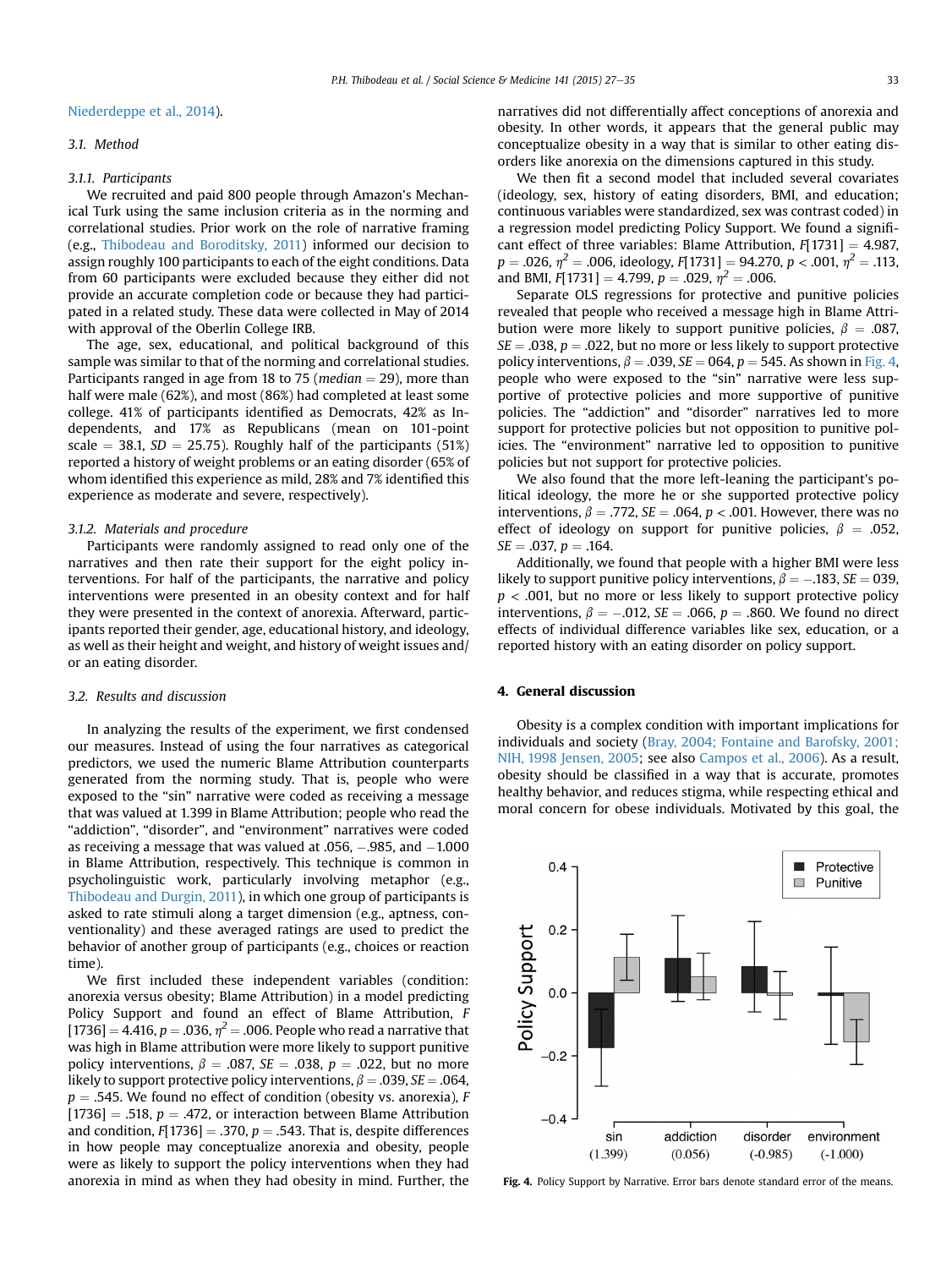Niederdeppe et al., 2014).

### 3.1. Method

#### 3.1.1. Participants

We recruited and paid 800 people through Amazon's Mechanical Turk using the same inclusion criteria as in the norming and correlational studies. Prior work on the role of narrative framing (e.g., Thibodeau and Boroditsky, 2011) informed our decision to assign roughly 100 participants to each of the eight conditions. Data from 60 participants were excluded because they either did not provide an accurate completion code or because they had participated in a related study. These data were collected in May of 2014 with approval of the Oberlin College IRB.

The age, sex, educational, and political background of this sample was similar to that of the norming and correlational studies. Participants ranged in age from 18 to 75 (median = 29), more than half were male (62%), and most (86%) had completed at least some college. 41% of participants identified as Democrats, 42% as Independents, and 17% as Republicans (mean on 101-point scale = 38.1, $SD$ = 25.75). Roughly half of the participants (51%) reported a history of weight problems or an eating disorder (65% of whom identified this experience as mild, 28% and 7% identified this experience as moderate and severe, respectively).

#### 3.1.2. Materials and procedure

Participants were randomly assigned to read only one of the narratives and then rate their support for the eight policy interventions. For half of the participants, the narrative and policy interventions were presented in an obesity context and for half they were presented in the context of anorexia. Afterward, participants reported their gender, age, educational history, and ideology, as well as their height and weight, and history of weight issues and/or an eating disorder.

### 3.2. Results and discussion

In analyzing the results of the experiment, we first condensed our measures. Instead of using the four narratives as categorical predictors, we used the numeric Blame Attribution counterparts generated from the norming study. That is, people who were exposed to the "sin" narrative were coded as receiving a message that was valued at 1.399 in Blame Attribution; people who read the "addiction", "disorder", and "environment" narratives were coded as receiving a message that was valued at .056, −.985, and −1.000 in Blame Attribution, respectively. This technique is common in psycholinguistic work, particularly involving metaphor (e.g., Thibodeau and Durgin, 2011), in which one group of participants is asked to rate stimuli along a target dimension (e.g., aptness, conventionality) and these averaged ratings are used to predict the behavior of another group of participants (e.g., choices or reaction time).

We first included these independent variables (condition: anorexia versus obesity; Blame Attribution) in a model predicting Policy Support and found an effect of Blame Attribution, $F[1736] = 4.416$, $p = .036$, $\eta^2 = .006$. People who read a narrative that was high in Blame attribution were more likely to support punitive policy interventions, $\beta = .087$, $SE = .038$, $p = .022$, but no more likely to support protective policy interventions, $\beta = .039$, $SE = .064$, $p = .545$. We found no effect of condition (obesity vs. anorexia), $F[1736] = .518$, $p = .472$, or interaction between Blame Attribution and condition, $F[1736] = .370$, $p = .543$. That is, despite differences in how people may conceptualize anorexia and obesity, people were as likely to support the policy interventions when they had anorexia in mind as when they had obesity in mind. Further, the narratives did not differentially affect conceptions of anorexia and obesity. In other words, it appears that the general public may conceptualize obesity in a way that is similar to other eating disorders like anorexia on the dimensions captured in this study.

We then fit a second model that included several covariates (ideology, sex, history of eating disorders, BMI, and education; continuous variables were standardized, sex was contrast coded) in a regression model predicting Policy Support. We found a significant effect of three variables: Blame Attribution, $F[1731] = 4.987$, $p = .026$, $\eta^2 = .006$, ideology, $F[1731] = 94.270$, $p < .001$, $\eta^2 = .113$, and BMI, $F[1731] = 4.799$, $p = .029$, $\eta^2 = .006$.

Separate OLS regressions for protective and punitive policies revealed that people who received a message high in Blame Attribution were more likely to support punitive policies, $\beta = .087$, $SE = .038$, $p = .022$, but no more or less likely to support protective policy interventions, $\beta = .039$, $SE = 064$, $p = 545$. As shown in Fig. 4, people who were exposed to the "sin" narrative were less supportive of protective policies and more supportive of punitive policies. The "addiction" and "disorder" narratives led to more support for protective policies but not opposition to punitive policies. The "environment" narrative led to opposition to punitive policies but not support for protective policies.

We also found that the more left-leaning the participant's political ideology, the more he or she supported protective policy interventions, $\beta = .772$, $SE = .064$, $p < .001$. However, there was no effect of ideology on support for punitive policies, $\beta = .052$, $SE = .037$, $p = .164$.

Additionally, we found that people with a higher BMI were less likely to support punitive policy interventions, $\beta = -.183$, $SE = 039$, $p < .001$, but no more or less likely to support protective policy interventions, $\beta = -.012$, $SE = .066$, $p = .860$. We found no direct effects of individual difference variables like sex, education, or a reported history with an eating disorder on policy support.

## 4. General discussion

Obesity is a complex condition with important implications for individuals and society (Bray, 2004; Fontaine and Barofsky, 2001; NIH, 1998 Jensen, 2005; see also Campos et al., 2006). As a result, obesity should be classified in a way that is accurate, promotes healthy behavior, and reduces stigma, while respecting ethical and moral concern for obese individuals. Motivated by this goal, the

**Fig. 4.** Policy Support by Narrative. Error bars denote standard error of the means.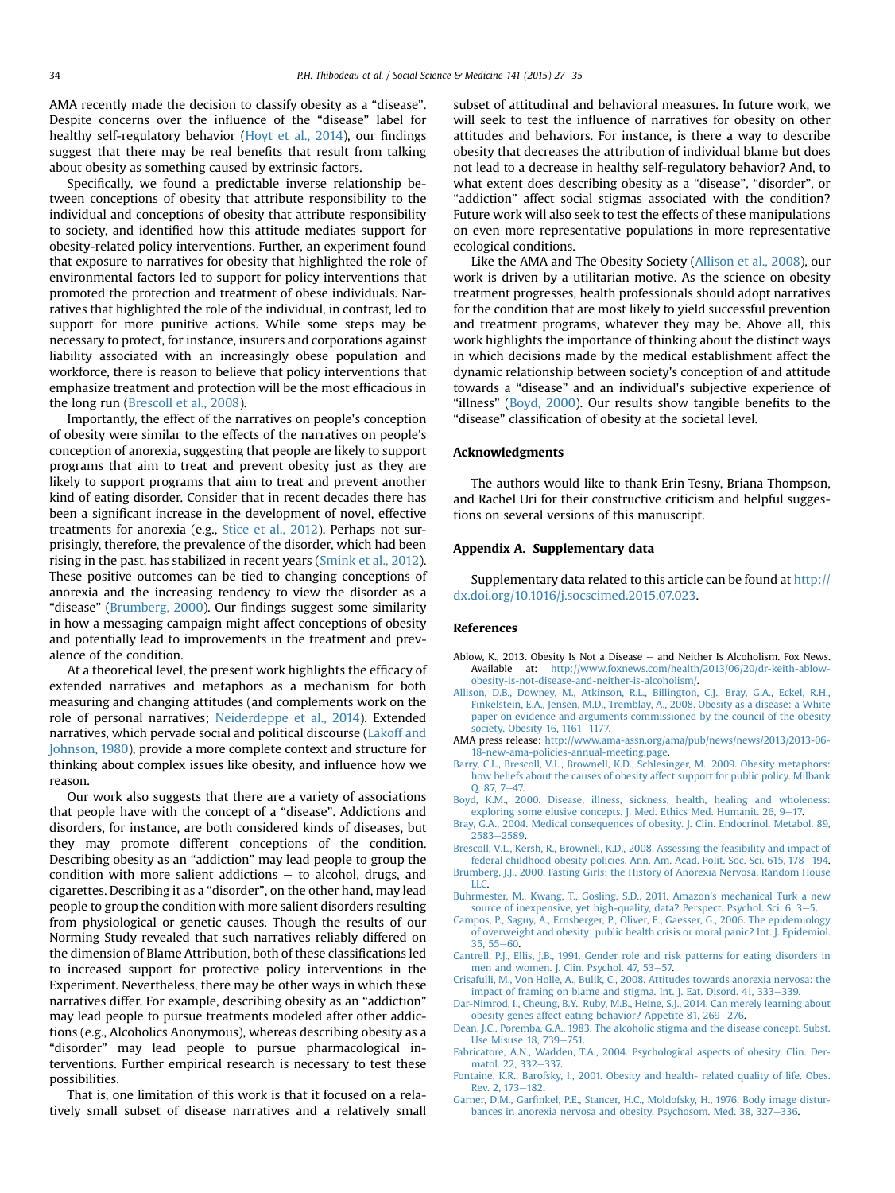AMA recently made the decision to classify obesity as a "disease". Despite concerns over the influence of the "disease" label for healthy self-regulatory behavior (Hoyt et al., 2014), our findings suggest that there may be real benefits that result from talking about obesity as something caused by extrinsic factors.

Specifically, we found a predictable inverse relationship between conceptions of obesity that attribute responsibility to the individual and conceptions of obesity that attribute responsibility to society, and identified how this attitude mediates support for obesity-related policy interventions. Further, an experiment found that exposure to narratives for obesity that highlighted the role of environmental factors led to support for policy interventions that promoted the protection and treatment of obese individuals. Narratives that highlighted the role of the individual, in contrast, led to support for more punitive actions. While some steps may be necessary to protect, for instance, insurers and corporations against liability associated with an increasingly obese population and workforce, there is reason to believe that policy interventions that emphasize treatment and protection will be the most efficacious in the long run (Brescoll et al., 2008).

Importantly, the effect of the narratives on people's conception of obesity were similar to the effects of the narratives on people's conception of anorexia, suggesting that people are likely to support programs that aim to treat and prevent obesity just as they are likely to support programs that aim to treat and prevent another kind of eating disorder. Consider that in recent decades there has been a significant increase in the development of novel, effective treatments for anorexia (e.g., Stice et al., 2012). Perhaps not surprisingly, therefore, the prevalence of the disorder, which had been rising in the past, has stabilized in recent years (Smink et al., 2012). These positive outcomes can be tied to changing conceptions of anorexia and the increasing tendency to view the disorder as a "disease" (Brumberg, 2000). Our findings suggest some similarity in how a messaging campaign might affect conceptions of obesity and potentially lead to improvements in the treatment and prevalence of the condition.

At a theoretical level, the present work highlights the efficacy of extended narratives and metaphors as a mechanism for both measuring and changing attitudes (and complements work on the role of personal narratives; Neiderdeppe et al., 2014). Extended narratives, which pervade social and political discourse (Lakoff and Johnson, 1980), provide a more complete context and structure for thinking about complex issues like obesity, and influence how we reason.

Our work also suggests that there are a variety of associations that people have with the concept of a "disease". Addictions and disorders, for instance, are both considered kinds of diseases, but they may promote different conceptions of the condition. Describing obesity as an "addiction" may lead people to group the condition with more salient addictions — to alcohol, drugs, and cigarettes. Describing it as a "disorder", on the other hand, may lead people to group the condition with more salient disorders resulting from physiological or genetic causes. Though the results of our Norming Study revealed that such narratives reliably differed on the dimension of Blame Attribution, both of these classifications led to increased support for protective policy interventions in the Experiment. Nevertheless, there may be other ways in which these narratives differ. For example, describing obesity as an "addiction" may lead people to pursue treatments modeled after other addictions (e.g., Alcoholics Anonymous), whereas describing obesity as a "disorder" may lead people to pursue pharmacological interventions. Further empirical research is necessary to test these possibilities.

That is, one limitation of this work is that it focused on a relatively small subset of disease narratives and a relatively small subset of attitudinal and behavioral measures. In future work, we will seek to test the influence of narratives for obesity on other attitudes and behaviors. For instance, is there a way to describe obesity that decreases the attribution of individual blame but does not lead to a decrease in healthy self-regulatory behavior? And, to what extent does describing obesity as a "disease", "disorder", or "addiction" affect social stigmas associated with the condition? Future work will also seek to test the effects of these manipulations on even more representative populations in more representative ecological conditions.

Like the AMA and The Obesity Society (Allison et al., 2008), our work is driven by a utilitarian motive. As the science on obesity treatment progresses, health professionals should adopt narratives for the condition that are most likely to yield successful prevention and treatment programs, whatever they may be. Above all, this work highlights the importance of thinking about the distinct ways in which decisions made by the medical establishment affect the dynamic relationship between society's conception of and attitude towards a "disease" and an individual's subjective experience of "illness" (Boyd, 2000). Our results show tangible benefits to the "disease" classification of obesity at the societal level.

## Acknowledgments

The authors would like to thank Erin Tesny, Briana Thompson, and Rachel Uri for their constructive criticism and helpful suggestions on several versions of this manuscript.

## Appendix A. Supplementary data

Supplementary data related to this article can be found at http://dx.doi.org/10.1016/j.socscimed.2015.07.023.

## References

Ablow, K., 2013. Obesity Is Not a Disease — and Neither Is Alcoholism. Fox News. Available at: http://www.foxnews.com/health/2013/06/20/dr-keith-ablow-obesity-is-not-disease-and-neither-is-alcoholism/.

Allison, D.B., Downey, M., Atkinson, R.L., Billington, C.J., Bray, G.A., Eckel, R.H., Finkelstein, E.A., Jensen, M.D., Tremblay, A., 2008. Obesity as a disease: a White paper on evidence and arguments commissioned by the council of the obesity society. Obesity 16, 1161–1177.

AMA press release: http://www.ama-assn.org/ama/pub/news/news/2013/2013-06-18-new-ama-policies-annual-meeting.page.

Barry, C.L., Brescoll, V.L., Brownell, K.D., Schlesinger, M., 2009. Obesity metaphors: how beliefs about the causes of obesity affect support for public policy. Milbank Q. 87, 7–47.

Boyd, K.M., 2000. Disease, illness, sickness, health, healing and wholeness: exploring some elusive concepts. J. Med. Ethics Med. Humanit. 26, 9–17.

Bray, G.A., 2004. Medical consequences of obesity. J. Clin. Endocrinol. Metabol. 89, 2583–2589.

Brescoll, V.L., Kersh, R., Brownell, K.D., 2008. Assessing the feasibility and impact of federal childhood obesity policies. Ann. Am. Acad. Polit. Soc. Sci. 615, 178–194.

Brumberg, J.J., 2000. Fasting Girls: the History of Anorexia Nervosa. Random House LLC.

Buhrmester, M., Kwang, T., Gosling, S.D., 2011. Amazon's mechanical Turk a new source of inexpensive, yet high-quality, data? Perspect. Psychol. Sci. 6, 3–5.

Campos, P., Saguy, A., Ernsberger, P., Oliver, E., Gaesser, G., 2006. The epidemiology of overweight and obesity: public health crisis or moral panic? Int. J. Epidemiol. 35, 55–60.

Cantrell, P.J., Ellis, J.B., 1991. Gender role and risk patterns for eating disorders in men and women. J. Clin. Psychol. 47, 53–57.

Crisafulli, M., Von Holle, A., Bulik, C., 2008. Attitudes towards anorexia nervosa: the impact of framing on blame and stigma. Int. J. Eat. Disord. 41, 333–339.

Dar-Nimrod, I., Cheung, B.Y., Ruby, M.B., Heine, S.J., 2014. Can merely learning about obesity genes affect eating behavior? Appetite 81, 269–276.

Dean, J.C., Poremba, G.A., 1983. The alcoholic stigma and the disease concept. Subst. Use Misuse 18, 739–751.

Fabricatore, A.N., Wadden, T.A., 2004. Psychological aspects of obesity. Clin. Dermatol. 22, 332–337.

Fontaine, K.R., Barofsky, I., 2001. Obesity and health- related quality of life. Obes. Rev. 2, 173–182.

Garner, D.M., Garfinkel, P.E., Stancer, H.C., Moldofsky, H., 1976. Body image disturbances in anorexia nervosa and obesity. Psychosom. Med. 38, 327–336.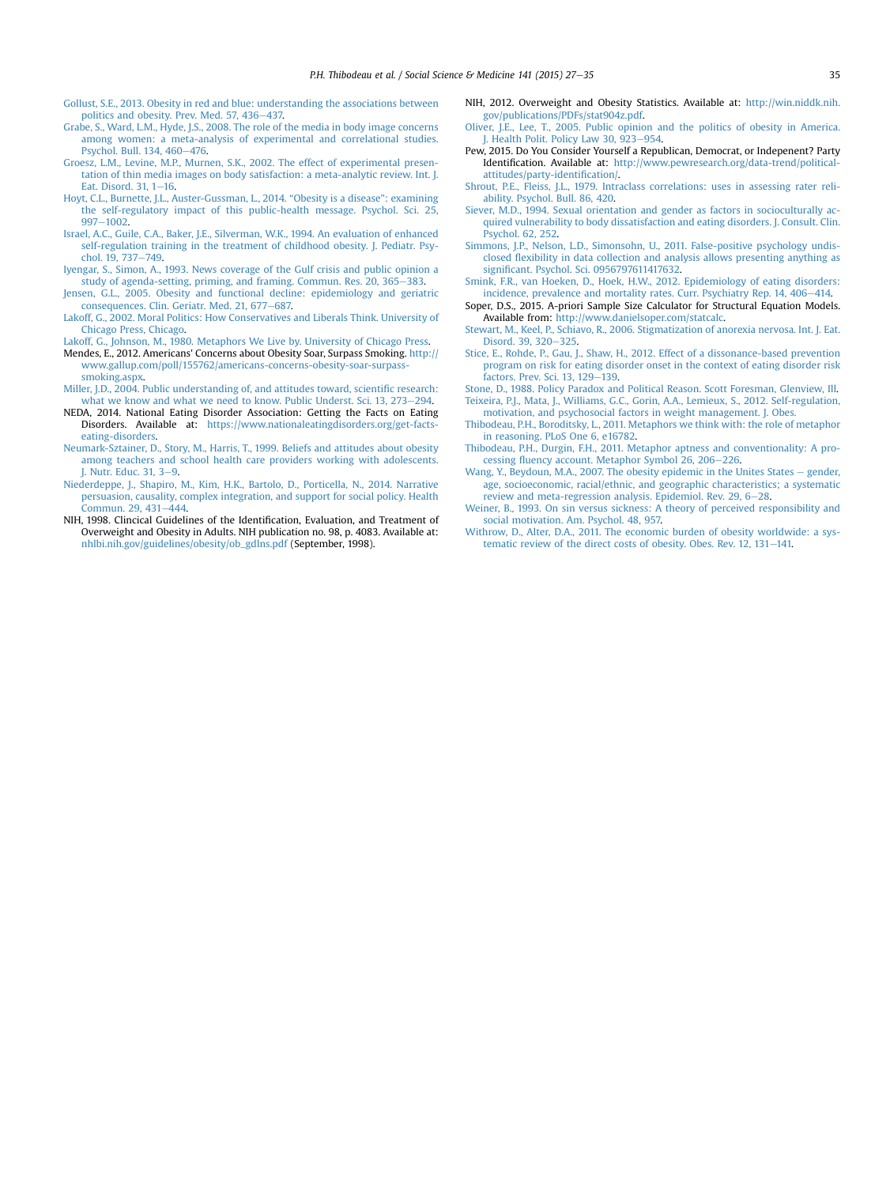Gollust, S.E., 2013. Obesity in red and blue: understanding the associations between politics and obesity. Prev. Med. 57, 436–437.

Grabe, S., Ward, L.M., Hyde, J.S., 2008. The role of the media in body image concerns among women: a meta-analysis of experimental and correlational studies. Psychol. Bull. 134, 460–476.

Groesz, L.M., Levine, M.P., Murnen, S.K., 2002. The effect of experimental presentation of thin media images on body satisfaction: a meta-analytic review. Int. J. Eat. Disord. 31, 1–16.

Hoyt, C.L., Burnette, J.L., Auster-Gussman, L., 2014. "Obesity is a disease": examining the self-regulatory impact of this public-health message. Psychol. Sci. 25, 997–1002.

Israel, A.C., Guile, C.A., Baker, J.E., Silverman, W.K., 1994. An evaluation of enhanced self-regulation training in the treatment of childhood obesity. J. Pediatr. Psychol. 19, 737–749.

Iyengar, S., Simon, A., 1993. News coverage of the Gulf crisis and public opinion a study of agenda-setting, priming, and framing. Commun. Res. 20, 365–383.

Jensen, G.L., 2005. Obesity and functional decline: epidemiology and geriatric consequences. Clin. Geriatr. Med. 21, 677–687.

Lakoff, G., 2002. Moral Politics: How Conservatives and Liberals Think. University of Chicago Press, Chicago.

Lakoff, G., Johnson, M., 1980. Metaphors We Live by. University of Chicago Press.

Mendes, E., 2012. Americans' Concerns about Obesity Soar, Surpass Smoking. http://www.gallup.com/poll/155762/americans-concerns-obesity-soar-surpass-smoking.aspx.

Miller, J.D., 2004. Public understanding of, and attitudes toward, scientific research: what we know and what we need to know. Public Underst. Sci. 13, 273–294.

NEDA, 2014. National Eating Disorder Association: Getting the Facts on Eating Disorders. Available at: https://www.nationaleatingdisorders.org/get-facts-eating-disorders.

Neumark-Sztainer, D., Story, M., Harris, T., 1999. Beliefs and attitudes about obesity among teachers and school health care providers working with adolescents. J. Nutr. Educ. 31, 3–9.

Niederdeppe, J., Shapiro, M., Kim, H.K., Bartolo, D., Porticella, N., 2014. Narrative persuasion, causality, complex integration, and support for social policy. Health Commun. 29, 431–444.

NIH, 1998. Clincical Guidelines of the Identification, Evaluation, and Treatment of Overweight and Obesity in Adults. NIH publication no. 98, p. 4083. Available at: nhlbi.nih.gov/guidelines/obesity/ob_gdlns.pdf (September, 1998).

NIH, 2012. Overweight and Obesity Statistics. Available at: http://win.niddk.nih.gov/publications/PDFs/stat904z.pdf.

Oliver, J.E., Lee, T., 2005. Public opinion and the politics of obesity in America. J. Health Polit. Policy Law 30, 923–954.

Pew, 2015. Do You Consider Yourself a Republican, Democrat, or Indepenent? Party Identification. Available at: http://www.pewresearch.org/data-trend/political-attitudes/party-identification/.

Shrout, P.E., Fleiss, J.L., 1979. Intraclass correlations: uses in assessing rater reliability. Psychol. Bull. 86, 420.

Siever, M.D., 1994. Sexual orientation and gender as factors in socioculturally acquired vulnerability to body dissatisfaction and eating disorders. J. Consult. Clin. Psychol. 62, 252.

Simmons, J.P., Nelson, L.D., Simonsohn, U., 2011. False-positive psychology undisclosed flexibility in data collection and analysis allows presenting anything as significant. Psychol. Sci. 0956797611417632.

Smink, F.R., van Hoeken, D., Hoek, H.W., 2012. Epidemiology of eating disorders: incidence, prevalence and mortality rates. Curr. Psychiatry Rep. 14, 406–414.

Soper, D.S., 2015. A-priori Sample Size Calculator for Structural Equation Models. Available from: http://www.danielsoper.com/statcalc.

Stewart, M., Keel, P., Schiavo, R., 2006. Stigmatization of anorexia nervosa. Int. J. Eat. Disord. 39, 320–325.

Stice, E., Rohde, P., Gau, J., Shaw, H., 2012. Effect of a dissonance-based prevention program on risk for eating disorder onset in the context of eating disorder risk factors. Prev. Sci. 13, 129–139.

Stone, D., 1988. Policy Paradox and Political Reason. Scott Foresman, Glenview, Ill.

Teixeira, P.J., Mata, J., Williams, G.C., Gorin, A.A., Lemieux, S., 2012. Self-regulation, motivation, and psychosocial factors in weight management. J. Obes.

Thibodeau, P.H., Boroditsky, L., 2011. Metaphors we think with: the role of metaphor in reasoning. PLoS One 6, e16782.

Thibodeau, P.H., Durgin, F.H., 2011. Metaphor aptness and conventionality: A processing fluency account. Metaphor Symbol 26, 206–226.

Wang, Y., Beydoun, M.A., 2007. The obesity epidemic in the Unites States — gender, age, socioeconomic, racial/ethnic, and geographic characteristics; a systematic review and meta-regression analysis. Epidemiol. Rev. 29, 6–28.

Weiner, B., 1993. On sin versus sickness: A theory of perceived responsibility and social motivation. Am. Psychol. 48, 957.

Withrow, D., Alter, D.A., 2011. The economic burden of obesity worldwide: a systematic review of the direct costs of obesity. Obes. Rev. 12, 131–141.